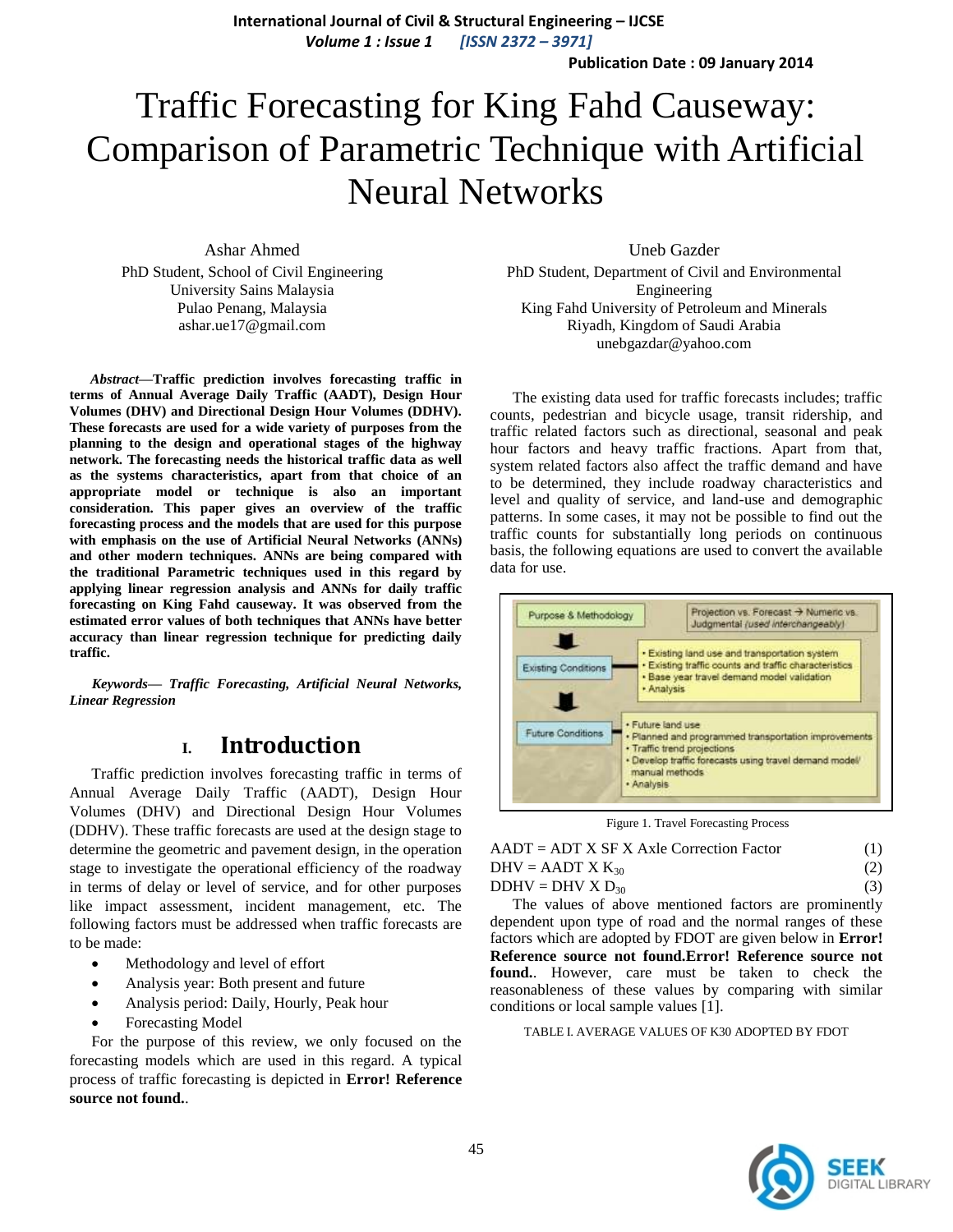# Traffic Forecasting for King Fahd Causeway: Comparison of Parametric Technique with Artificial Neural Networks

Ashar Ahmed
PhD Student, School of Civil Engineering
University Sains Malaysia
Pulao Penang, Malaysia
ashar.ue17@gmail.com

Uneb Gazder
PhD Student, Department of Civil and Environmental Engineering
King Fahd University of Petroleum and Minerals
Riyadh, Kingdom of Saudi Arabia
unebgazdar@yahoo.com

***Abstract*—Traffic prediction involves forecasting traffic in terms of Annual Average Daily Traffic (AADT), Design Hour Volumes (DHV) and Directional Design Hour Volumes (DDHV). These forecasts are used for a wide variety of purposes from the planning to the design and operational stages of the highway network. The forecasting needs the historical traffic data as well as the systems characteristics, apart from that choice of an appropriate model or technique is also an important consideration. This paper gives an overview of the traffic forecasting process and the models that are used for this purpose with emphasis on the use of Artificial Neural Networks (ANNs) and other modern techniques. ANNs are being compared with the traditional Parametric techniques used in this regard by applying linear regression analysis and ANNs for daily traffic forecasting on King Fahd causeway. It was observed from the estimated error values of both techniques that ANNs have better accuracy than linear regression technique for predicting daily traffic.**

***Keywords*— *Traffic Forecasting, Artificial Neural Networks, Linear Regression***

## I. Introduction

Traffic prediction involves forecasting traffic in terms of Annual Average Daily Traffic (AADT), Design Hour Volumes (DHV) and Directional Design Hour Volumes (DDHV). These traffic forecasts are used at the design stage to determine the geometric and pavement design, in the operation stage to investigate the operational efficiency of the roadway in terms of delay or level of service, and for other purposes like impact assessment, incident management, etc. The following factors must be addressed when traffic forecasts are to be made:

- Methodology and level of effort
- Analysis year: Both present and future
- Analysis period: Daily, Hourly, Peak hour
- Forecasting Model

For the purpose of this review, we only focused on the forecasting models which are used in this regard. A typical process of traffic forecasting is depicted in **Error! Reference source not found.**.

The existing data used for traffic forecasts includes; traffic counts, pedestrian and bicycle usage, transit ridership, and traffic related factors such as directional, seasonal and peak hour factors and heavy traffic fractions. Apart from that, system related factors also affect the traffic demand and have to be determined, they include roadway characteristics and level and quality of service, and land-use and demographic patterns. In some cases, it may not be possible to find out the traffic counts for substantially long periods on continuous basis, the following equations are used to convert the available data for use.

| | |
|---|---|
| Purpose & Methodology | Projection vs. Forecast → Numeric vs. Judgmental *(used interchangeably)* |
| Existing Conditions | • Existing land use and transportation system<br>• Existing traffic counts and traffic characteristics<br>• Base year travel demand model validation<br>• Analysis |
| Future Conditions | • Future land use<br>• Planned and programmed transportation improvements<br>• Traffic trend projections<br>• Develop traffic forecasts using travel demand model/ manual methods<br>• Analysis |

Figure 1. Travel Forecasting Process

$$AADT = ADT \times SF \times \text{Axle Correction Factor} \quad (1)$$

$$DHV = AADT \times K_{30} \quad (2)$$

$$DDHV = DHV \times D_{30} \quad (3)$$

The values of above mentioned factors are prominently dependent upon type of road and the normal ranges of these factors which are adopted by FDOT are given below in **Error! Reference source not found.Error! Reference source not found.**. However, care must be taken to check the reasonableness of these values by comparing with similar conditions or local sample values [1].

TABLE I. AVERAGE VALUES OF K30 ADOPTED BY FDOT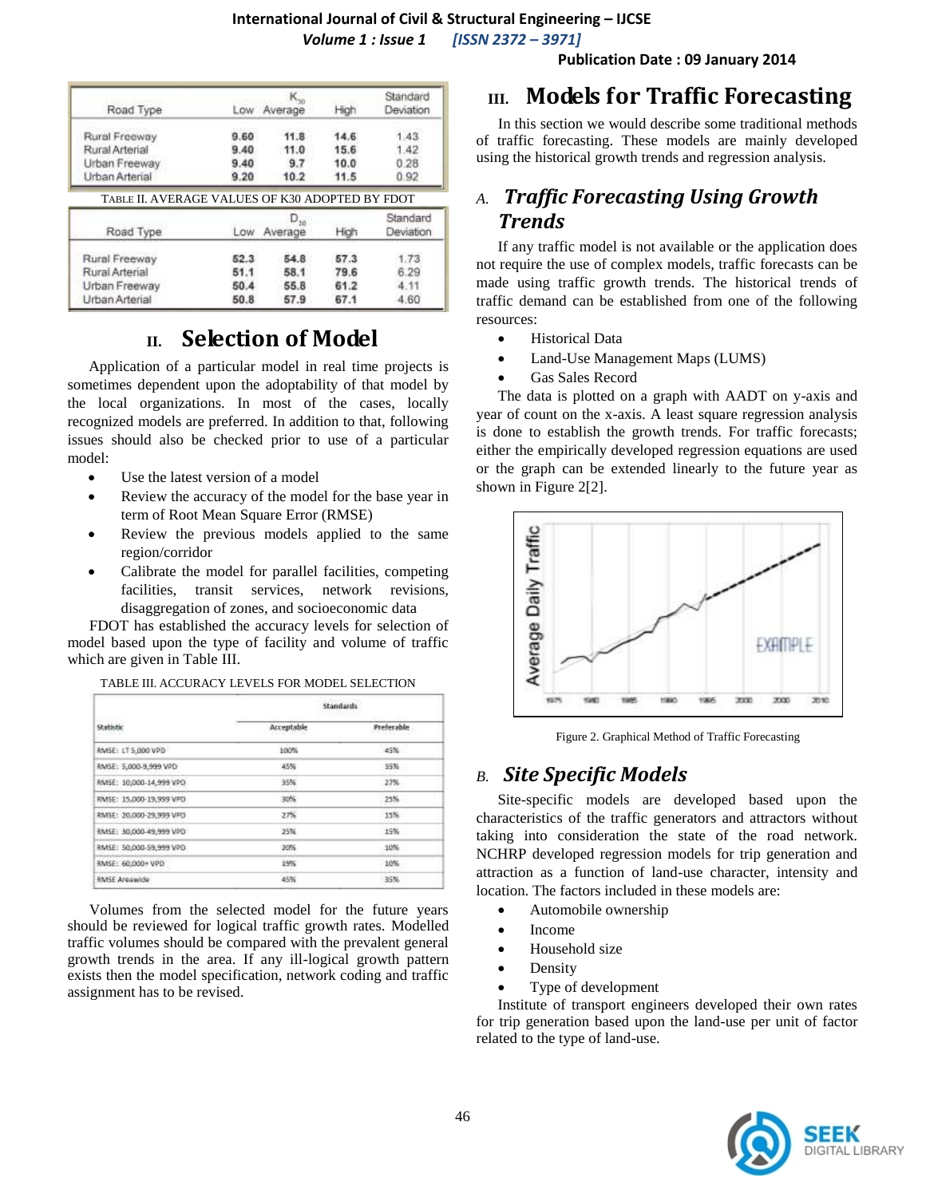| Road Type | $K_{30}$ Low | Average | High | Standard Deviation |
|---|---|---|---|---|
| Rural Freeway | 9.60 | 11.8 | 14.6 | 1.43 |
| Rural Arterial | 9.40 | 11.0 | 15.6 | 1.42 |
| Urban Freeway | 9.40 | 9.7 | 10.0 | 0.28 |
| Urban Arterial | 9.20 | 10.2 | 11.5 | 0.92 |

TABLE II. AVERAGE VALUES OF K30 ADOPTED BY FDOT

| Road Type | $D_{30}$ Low | Average | High | Standard Deviation |
|---|---|---|---|---|
| Rural Freeway | 52.3 | 54.8 | 57.3 | 1.73 |
| Rural Arterial | 51.1 | 58.1 | 79.6 | 6.29 |
| Urban Freeway | 50.4 | 55.8 | 61.2 | 4.11 |
| Urban Arterial | 50.8 | 57.9 | 67.1 | 4.60 |

## II. Selection of Model

Application of a particular model in real time projects is sometimes dependent upon the adoptability of that model by the local organizations. In most of the cases, locally recognized models are preferred. In addition to that, following issues should also be checked prior to use of a particular model:

- Use the latest version of a model
- Review the accuracy of the model for the base year in term of Root Mean Square Error (RMSE)
- Review the previous models applied to the same region/corridor
- Calibrate the model for parallel facilities, competing facilities, transit services, network revisions, disaggregation of zones, and socioeconomic data

FDOT has established the accuracy levels for selection of model based upon the type of facility and volume of traffic which are given in Table III.

TABLE III. ACCURACY LEVELS FOR MODEL SELECTION

| Statistic | Standards Acceptable | Preferable |
|---|---|---|
| RMSE: LT 5,000 VPD | 100% | 45% |
| RMSE: 5,000-9,999 VPD | 45% | 35% |
| RMSE: 10,000-14,999 VPD | 35% | 27% |
| RMSE: 15,000-19,999 VPD | 30% | 25% |
| RMSE: 20,000-29,999 VPD | 27% | 15% |
| RMSE: 30,000-49,999 VPD | 25% | 15% |
| RMSE: 50,000-59,999 VPD | 20% | 10% |
| RMSE: 60,000+ VPD | 19% | 10% |
| RMSE Areawide | 45% | 35% |

Volumes from the selected model for the future years should be reviewed for logical traffic growth rates. Modelled traffic volumes should be compared with the prevalent general growth trends in the area. If any ill-logical growth pattern exists then the model specification, network coding and traffic assignment has to be revised.

## III. Models for Traffic Forecasting

In this section we would describe some traditional methods of traffic forecasting. These models are mainly developed using the historical growth trends and regression analysis.

### A. Traffic Forecasting Using Growth Trends

If any traffic model is not available or the application does not require the use of complex models, traffic forecasts can be made using traffic growth trends. The historical trends of traffic demand can be established from one of the following resources:

- Historical Data
- Land-Use Management Maps (LUMS)
- Gas Sales Record

The data is plotted on a graph with AADT on y-axis and year of count on the x-axis. A least square regression analysis is done to establish the growth trends. For traffic forecasts; either the empirically developed regression equations are used or the graph can be extended linearly to the future year as shown in Figure 2[2].

Figure 2. Graphical Method of Traffic Forecasting

### B. Site Specific Models

Site-specific models are developed based upon the characteristics of the traffic generators and attractors without taking into consideration the state of the road network. NCHRP developed regression models for trip generation and attraction as a function of land-use character, intensity and location. The factors included in these models are:

- Automobile ownership
- Income
- Household size
- Density
- Type of development

Institute of transport engineers developed their own rates for trip generation based upon the land-use per unit of factor related to the type of land-use.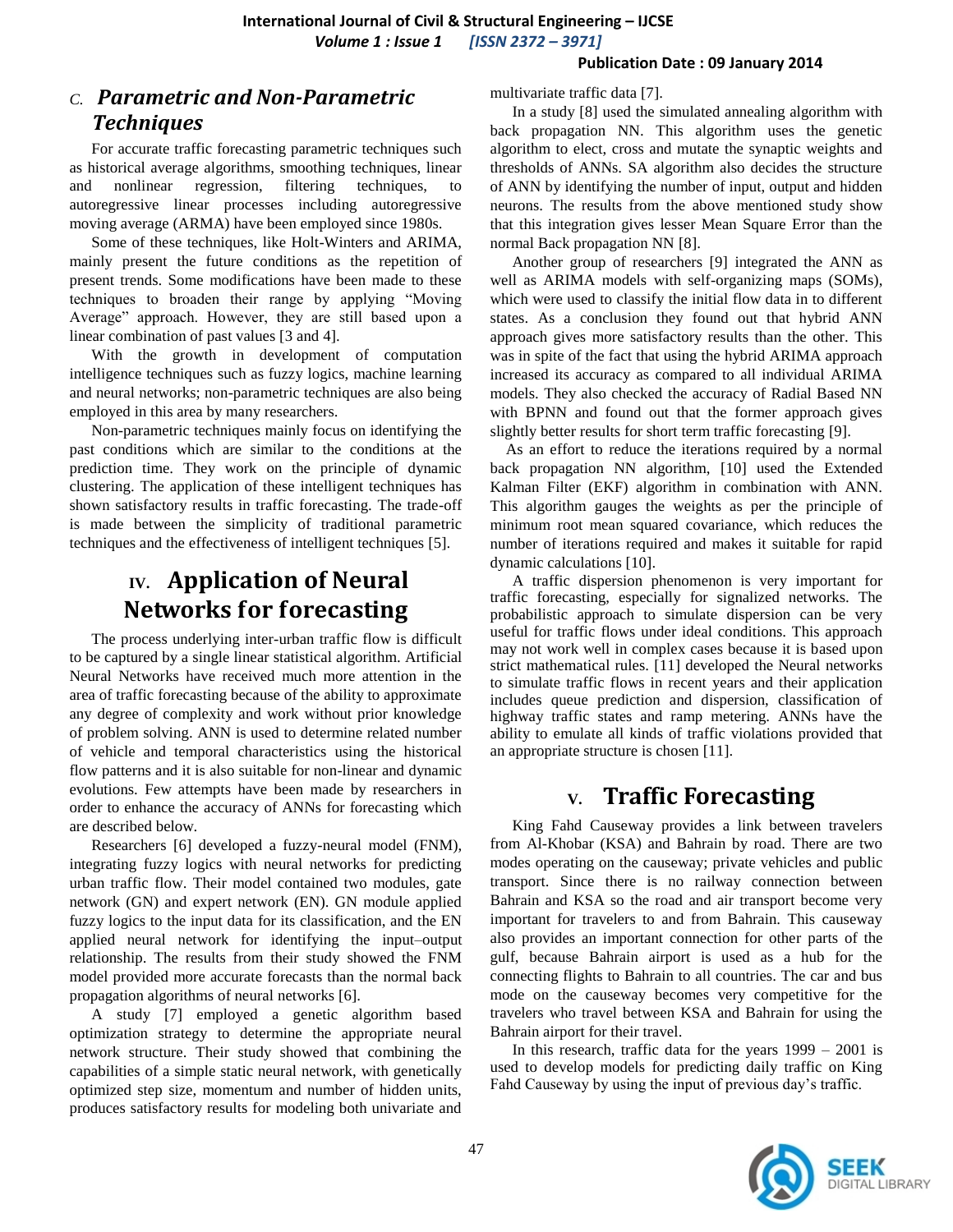### C. *Parametric and Non-Parametric Techniques*

For accurate traffic forecasting parametric techniques such as historical average algorithms, smoothing techniques, linear and nonlinear regression, filtering techniques, to autoregressive linear processes including autoregressive moving average (ARMA) have been employed since 1980s.

Some of these techniques, like Holt-Winters and ARIMA, mainly present the future conditions as the repetition of present trends. Some modifications have been made to these techniques to broaden their range by applying "Moving Average" approach. However, they are still based upon a linear combination of past values [3 and 4].

With the growth in development of computation intelligence techniques such as fuzzy logics, machine learning and neural networks; non-parametric techniques are also being employed in this area by many researchers.

Non-parametric techniques mainly focus on identifying the past conditions which are similar to the conditions at the prediction time. They work on the principle of dynamic clustering. The application of these intelligent techniques has shown satisfactory results in traffic forecasting. The trade-off is made between the simplicity of traditional parametric techniques and the effectiveness of intelligent techniques [5].

## IV. Application of Neural Networks for forecasting

The process underlying inter-urban traffic flow is difficult to be captured by a single linear statistical algorithm. Artificial Neural Networks have received much more attention in the area of traffic forecasting because of the ability to approximate any degree of complexity and work without prior knowledge of problem solving. ANN is used to determine related number of vehicle and temporal characteristics using the historical flow patterns and it is also suitable for non-linear and dynamic evolutions. Few attempts have been made by researchers in order to enhance the accuracy of ANNs for forecasting which are described below.

Researchers [6] developed a fuzzy-neural model (FNM), integrating fuzzy logics with neural networks for predicting urban traffic flow. Their model contained two modules, gate network (GN) and expert network (EN). GN module applied fuzzy logics to the input data for its classification, and the EN applied neural network for identifying the input–output relationship. The results from their study showed the FNM model provided more accurate forecasts than the normal back propagation algorithms of neural networks [6].

A study [7] employed a genetic algorithm based optimization strategy to determine the appropriate neural network structure. Their study showed that combining the capabilities of a simple static neural network, with genetically optimized step size, momentum and number of hidden units, produces satisfactory results for modeling both univariate and multivariate traffic data [7].

In a study [8] used the simulated annealing algorithm with back propagation NN. This algorithm uses the genetic algorithm to elect, cross and mutate the synaptic weights and thresholds of ANNs. SA algorithm also decides the structure of ANN by identifying the number of input, output and hidden neurons. The results from the above mentioned study show that this integration gives lesser Mean Square Error than the normal Back propagation NN [8].

Another group of researchers [9] integrated the ANN as well as ARIMA models with self-organizing maps (SOMs), which were used to classify the initial flow data in to different states. As a conclusion they found out that hybrid ANN approach gives more satisfactory results than the other. This was in spite of the fact that using the hybrid ARIMA approach increased its accuracy as compared to all individual ARIMA models. They also checked the accuracy of Radial Based NN with BPNN and found out that the former approach gives slightly better results for short term traffic forecasting [9].

As an effort to reduce the iterations required by a normal back propagation NN algorithm, [10] used the Extended Kalman Filter (EKF) algorithm in combination with ANN. This algorithm gauges the weights as per the principle of minimum root mean squared covariance, which reduces the number of iterations required and makes it suitable for rapid dynamic calculations [10].

A traffic dispersion phenomenon is very important for traffic forecasting, especially for signalized networks. The probabilistic approach to simulate dispersion can be very useful for traffic flows under ideal conditions. This approach may not work well in complex cases because it is based upon strict mathematical rules. [11] developed the Neural networks to simulate traffic flows in recent years and their application includes queue prediction and dispersion, classification of highway traffic states and ramp metering. ANNs have the ability to emulate all kinds of traffic violations provided that an appropriate structure is chosen [11].

## V. Traffic Forecasting

King Fahd Causeway provides a link between travelers from Al-Khobar (KSA) and Bahrain by road. There are two modes operating on the causeway; private vehicles and public transport. Since there is no railway connection between Bahrain and KSA so the road and air transport become very important for travelers to and from Bahrain. This causeway also provides an important connection for other parts of the gulf, because Bahrain airport is used as a hub for the connecting flights to Bahrain to all countries. The car and bus mode on the causeway becomes very competitive for the travelers who travel between KSA and Bahrain for using the Bahrain airport for their travel.

In this research, traffic data for the years 1999 – 2001 is used to develop models for predicting daily traffic on King Fahd Causeway by using the input of previous day's traffic.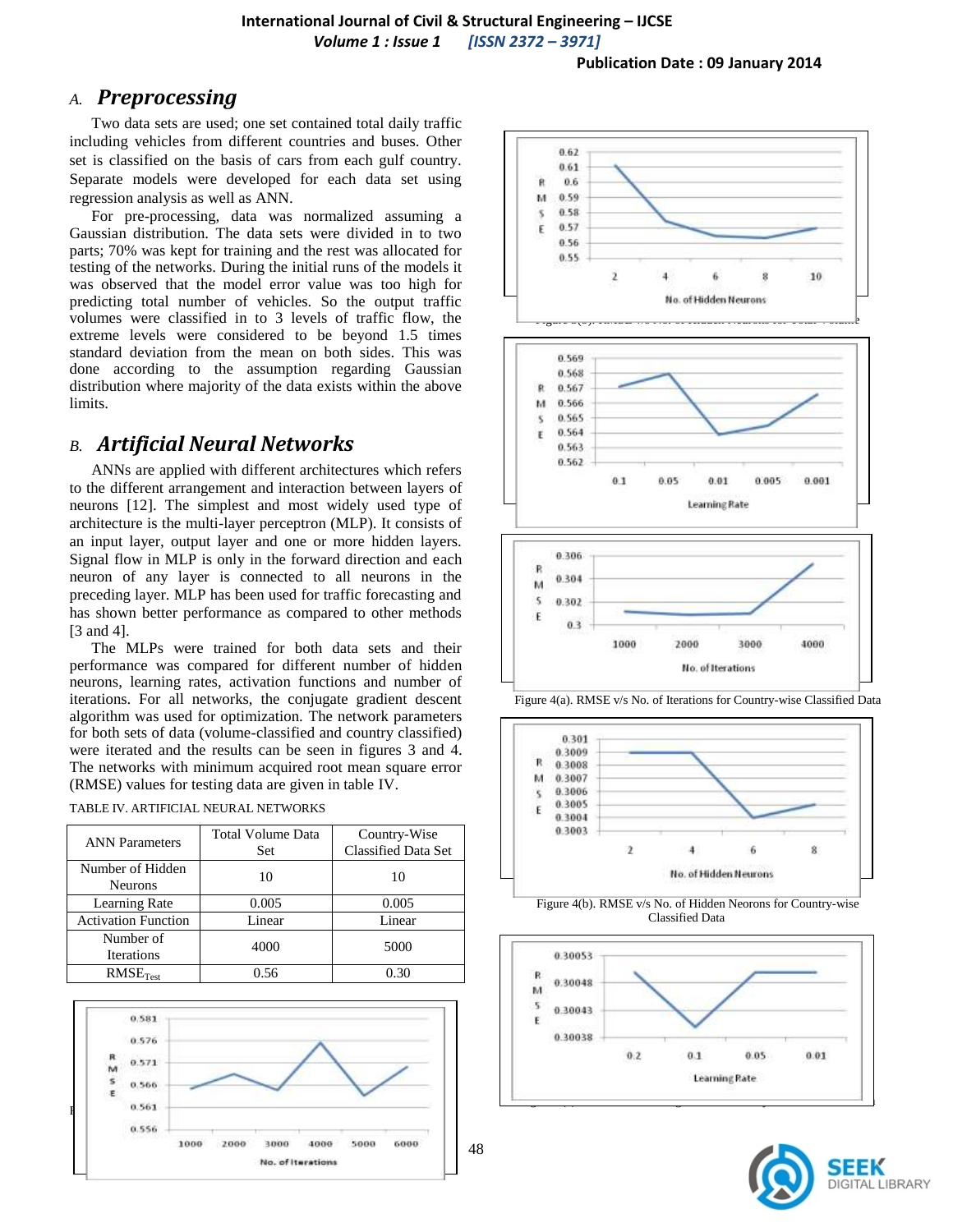## A. *Preprocessing*

Two data sets are used; one set contained total daily traffic including vehicles from different countries and buses. Other set is classified on the basis of cars from each gulf country. Separate models were developed for each data set using regression analysis as well as ANN.

For pre-processing, data was normalized assuming a Gaussian distribution. The data sets were divided in to two parts; 70% was kept for training and the rest was allocated for testing of the networks. During the initial runs of the models it was observed that the model error value was too high for predicting total number of vehicles. So the output traffic volumes were classified in to 3 levels of traffic flow, the extreme levels were considered to be beyond 1.5 times standard deviation from the mean on both sides. This was done according to the assumption regarding Gaussian distribution where majority of the data exists within the above limits.

## B. *Artificial Neural Networks*

ANNs are applied with different architectures which refers to the different arrangement and interaction between layers of neurons [12]. The simplest and most widely used type of architecture is the multi-layer perceptron (MLP). It consists of an input layer, output layer and one or more hidden layers. Signal flow in MLP is only in the forward direction and each neuron of any layer is connected to all neurons in the preceding layer. MLP has been used for traffic forecasting and has shown better performance as compared to other methods [3 and 4].

The MLPs were trained for both data sets and their performance was compared for different number of hidden neurons, learning rates, activation functions and number of iterations. For all networks, the conjugate gradient descent algorithm was used for optimization. The network parameters for both sets of data (volume-classified and country classified) were iterated and the results can be seen in figures 3 and 4. The networks with minimum acquired root mean square error (RMSE) values for testing data are given in table IV.

TABLE IV. ARTIFICIAL NEURAL NETWORKS

| ANN Parameters | Total Volume Data Set | Country-Wise Classified Data Set |
|---|---|---|
| Number of Hidden Neurons | 10 | 10 |
| Learning Rate | 0.005 | 0.005 |
| Activation Function | Linear | Linear |
| Number of Iterations | 4000 | 5000 |
| $RMSE_{Test}$ | 0.56 | 0.30 |

Figure 4(a). RMSE v/s No. of Iterations for Country-wise Classified Data

Figure 4(b). RMSE v/s No. of Hidden Neorons for Country-wise Classified Data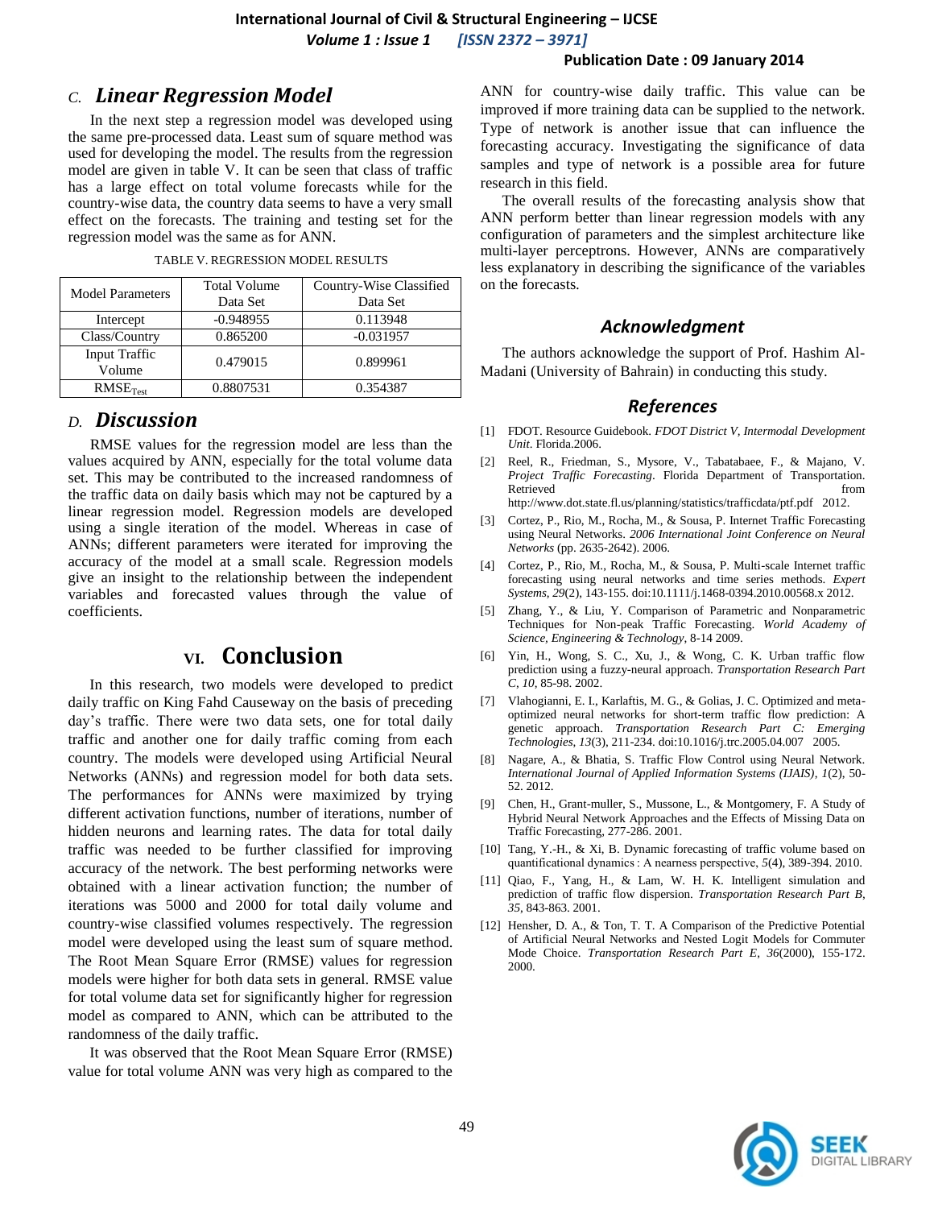### C. *Linear Regression Model*

In the next step a regression model was developed using the same pre-processed data. Least sum of square method was used for developing the model. The results from the regression model are given in table V. It can be seen that class of traffic has a large effect on total volume forecasts while for the country-wise data, the country data seems to have a very small effect on the forecasts. The training and testing set for the regression model was the same as for ANN.

TABLE V. REGRESSION MODEL RESULTS

| Model Parameters | Total Volume Data Set | Country-Wise Classified Data Set |
|---|---|---|
| Intercept | -0.948955 | 0.113948 |
| Class/Country | 0.865200 | -0.031957 |
| Input Traffic Volume | 0.479015 | 0.899961 |
| $RMSE_{Test}$ | 0.8807531 | 0.354387 |

### D. *Discussion*

RMSE values for the regression model are less than the values acquired by ANN, especially for the total volume data set. This may be contributed to the increased randomness of the traffic data on daily basis which may not be captured by a linear regression model. Regression models are developed using a single iteration of the model. Whereas in case of ANNs; different parameters were iterated for improving the accuracy of the model at a small scale. Regression models give an insight to the relationship between the independent variables and forecasted values through the value of coefficients.

## VI. Conclusion

In this research, two models were developed to predict daily traffic on King Fahd Causeway on the basis of preceding day's traffic. There were two data sets, one for total daily traffic and another one for daily traffic coming from each country. The models were developed using Artificial Neural Networks (ANNs) and regression model for both data sets. The performances for ANNs were maximized by trying different activation functions, number of iterations, number of hidden neurons and learning rates. The data for total daily traffic was needed to be further classified for improving accuracy of the network. The best performing networks were obtained with a linear activation function; the number of iterations was 5000 and 2000 for total daily volume and country-wise classified volumes respectively. The regression model were developed using the least sum of square method. The Root Mean Square Error (RMSE) values for regression models were higher for both data sets in general. RMSE value for total volume data set for significantly higher for regression model as compared to ANN, which can be attributed to the randomness of the daily traffic.

It was observed that the Root Mean Square Error (RMSE) value for total volume ANN was very high as compared to the ANN for country-wise daily traffic. This value can be improved if more training data can be supplied to the network. Type of network is another issue that can influence the forecasting accuracy. Investigating the significance of data samples and type of network is a possible area for future research in this field.

The overall results of the forecasting analysis show that ANN perform better than linear regression models with any configuration of parameters and the simplest architecture like multi-layer perceptrons. However, ANNs are comparatively less explanatory in describing the significance of the variables on the forecasts.

## *Acknowledgment*

The authors acknowledge the support of Prof. Hashim Al-Madani (University of Bahrain) in conducting this study.

## *References*

[1] FDOT. Resource Guidebook. *FDOT District V, Intermodal Development Unit*. Florida.2006.

[2] Reel, R., Friedman, S., Mysore, V., Tabatabaee, F., & Majano, V. *Project Traffic Forecasting*. Florida Department of Transportation. Retrieved from http://www.dot.state.fl.us/planning/statistics/trafficdata/ptf.pdf 2012.

[3] Cortez, P., Rio, M., Rocha, M., & Sousa, P. Internet Traffic Forecasting using Neural Networks. *2006 International Joint Conference on Neural Networks* (pp. 2635-2642). 2006.

[4] Cortez, P., Rio, M., Rocha, M., & Sousa, P. Multi-scale Internet traffic forecasting using neural networks and time series methods. *Expert Systems*, *29*(2), 143-155. doi:10.1111/j.1468-0394.2010.00568.x 2012.

[5] Zhang, Y., & Liu, Y. Comparison of Parametric and Nonparametric Techniques for Non-peak Traffic Forecasting. *World Academy of Science, Engineering & Technology*, 8-14 2009.

[6] Yin, H., Wong, S. C., Xu, J., & Wong, C. K. Urban traffic flow prediction using a fuzzy-neural approach. *Transportation Research Part C*, *10*, 85-98. 2002.

[7] Vlahogianni, E. I., Karlaftis, M. G., & Golias, J. C. Optimized and meta-optimized neural networks for short-term traffic flow prediction: A genetic approach. *Transportation Research Part C: Emerging Technologies*, *13*(3), 211-234. doi:10.1016/j.trc.2005.04.007 2005.

[8] Nagare, A., & Bhatia, S. Traffic Flow Control using Neural Network. *International Journal of Applied Information Systems (IJAIS)*, *1*(2), 50-52. 2012.

[9] Chen, H., Grant-muller, S., Mussone, L., & Montgomery, F. A Study of Hybrid Neural Network Approaches and the Effects of Missing Data on Traffic Forecasting, 277-286. 2001.

[10] Tang, Y.-H., & Xi, B. Dynamic forecasting of traffic volume based on quantificational dynamics : A nearness perspective, *5*(4), 389-394. 2010.

[11] Qiao, F., Yang, H., & Lam, W. H. K. Intelligent simulation and prediction of traffic flow dispersion. *Transportation Research Part B*, *35*, 843-863. 2001.

[12] Hensher, D. A., & Ton, T. T. A Comparison of the Predictive Potential of Artificial Neural Networks and Nested Logit Models for Commuter Mode Choice. *Transportation Research Part E*, *36*(2000), 155-172. 2000.